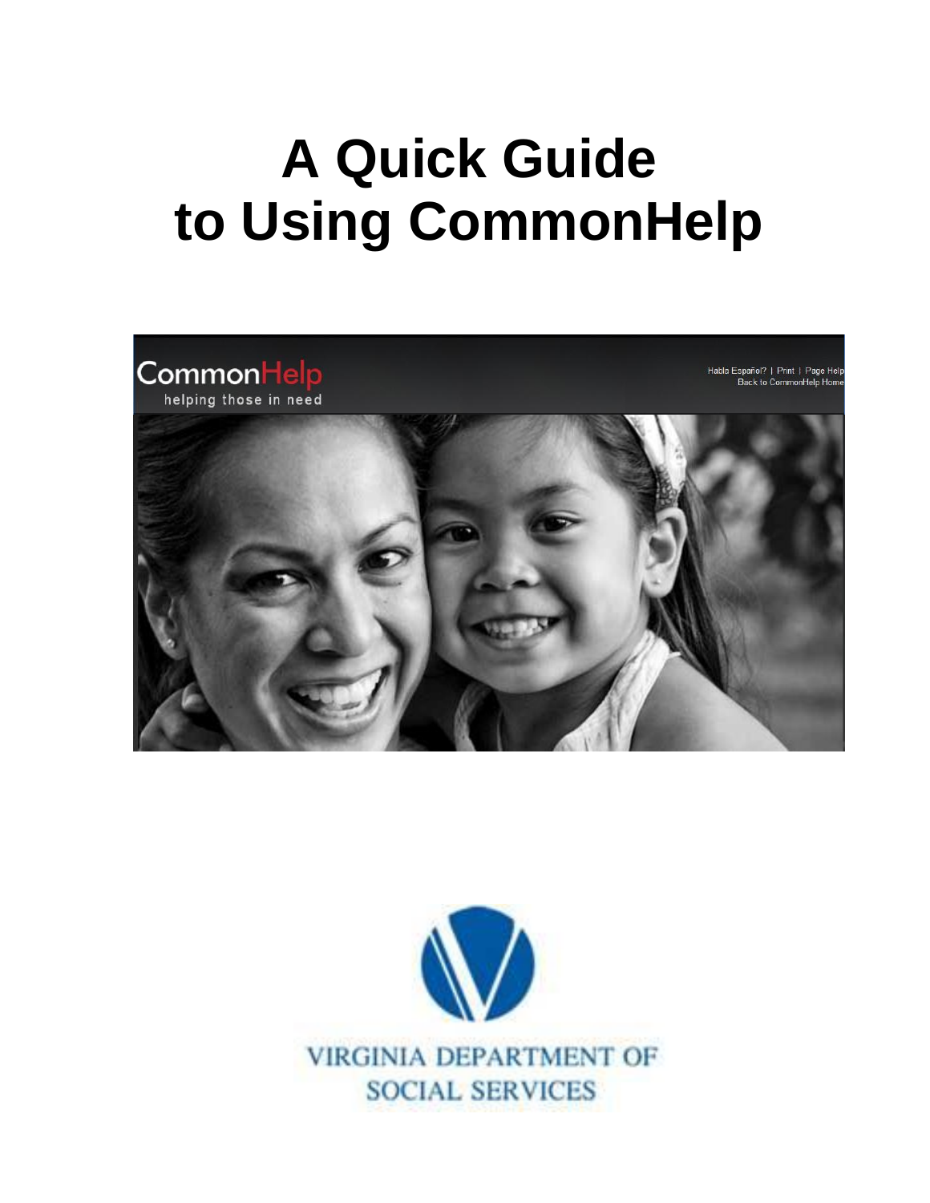# A Quick Guide to Using CommonHelp

VIRGINIA DEPARTMENT OF SOCIAL SERVICES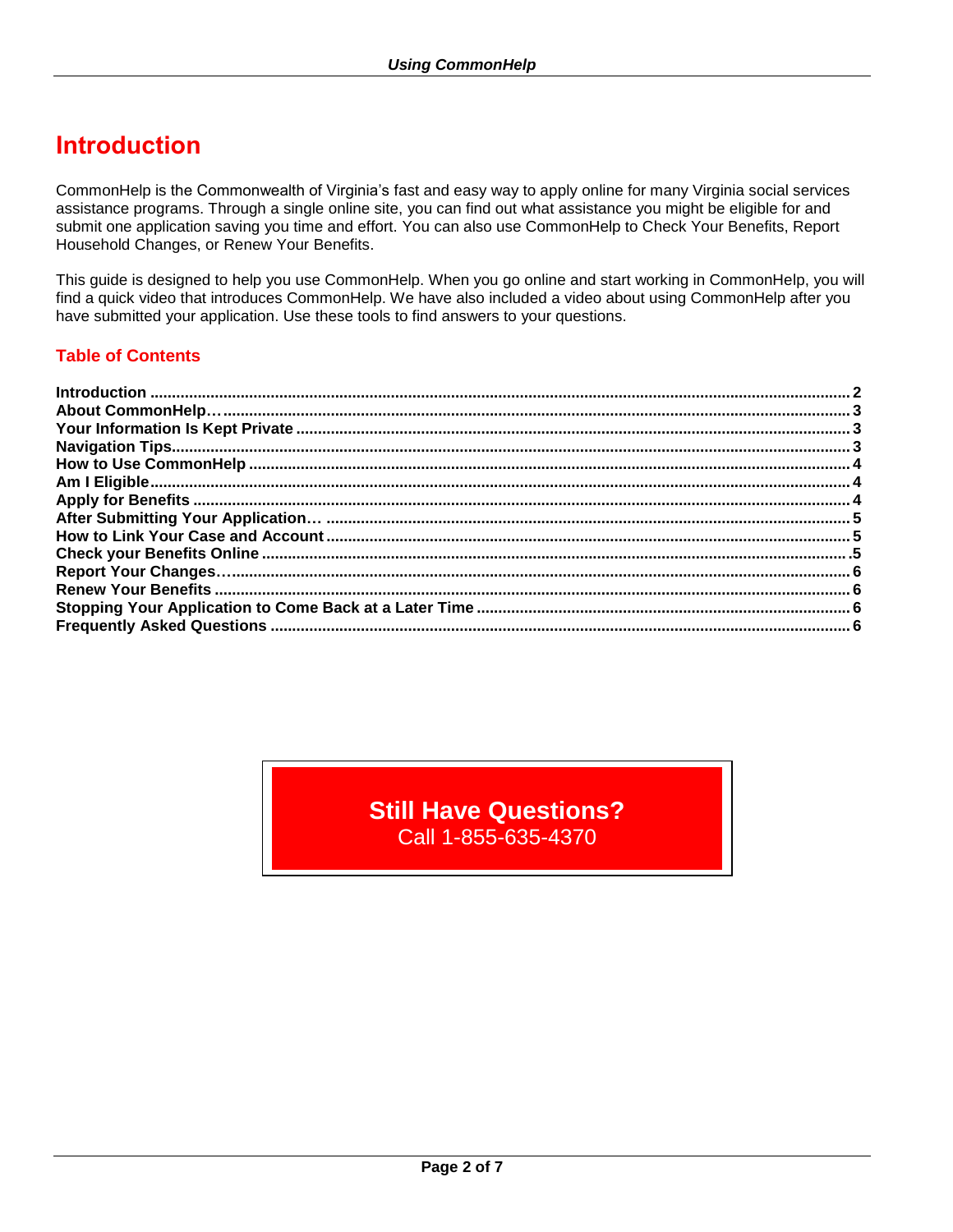# Introduction

CommonHelp is the Commonwealth of Virginia's fast and easy way to apply online for many Virginia social services assistance programs. Through a single online site, you can find out what assistance you might be eligible for and submit one application saving you time and effort. You can also use CommonHelp to Check Your Benefits, Report Household Changes, or Renew Your Benefits.

This guide is designed to help you use CommonHelp. When you go online and start working in CommonHelp, you will find a quick video that introduces CommonHelp. We have also included a video about using CommonHelp after you have submitted your application. Use these tools to find answers to your questions.

## Table of Contents

**Introduction** ........................................................ **2**
**About CommonHelp…** ........................................................ **3**
**Your Information Is Kept Private** ........................................................ **3**
**Navigation Tips** ........................................................ **3**
**How to Use CommonHelp** ........................................................ **4**
**Am I Eligible** ........................................................ **4**
**Apply for Benefits** ........................................................ **4**
**After Submitting Your Application…** ........................................................ **5**
**How to Link Your Case and Account** ........................................................ **5**
**Check your Benefits Online** ........................................................ **5**
**Report Your Changes…** ........................................................ **6**
**Renew Your Benefits** ........................................................ **6**
**Stopping Your Application to Come Back at a Later Time** ........................................................ **6**
**Frequently Asked Questions** ........................................................ **6**

**Still Have Questions?**
Call 1-855-635-4370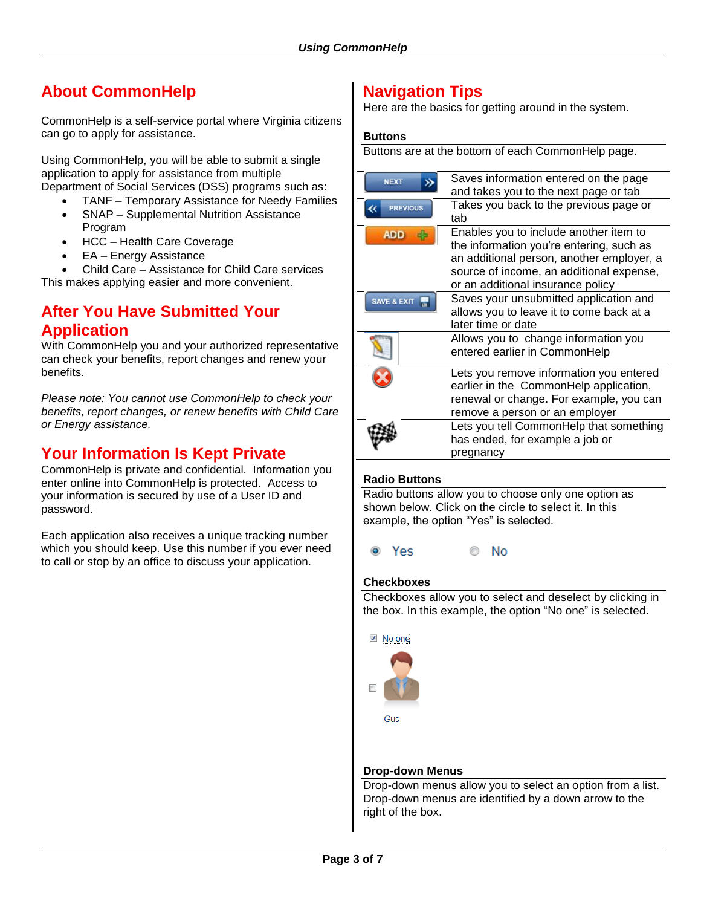## About CommonHelp

CommonHelp is a self-service portal where Virginia citizens can go to apply for assistance.

Using CommonHelp, you will be able to submit a single application to apply for assistance from multiple Department of Social Services (DSS) programs such as:

- TANF – Temporary Assistance for Needy Families
- SNAP – Supplemental Nutrition Assistance Program
- HCC – Health Care Coverage
- EA – Energy Assistance
- Child Care – Assistance for Child Care services

This makes applying easier and more convenient.

## After You Have Submitted Your Application

With CommonHelp you and your authorized representative can check your benefits, report changes and renew your benefits.

*Please note: You cannot use CommonHelp to check your benefits, report changes, or renew benefits with Child Care or Energy assistance.*

## Your Information Is Kept Private

CommonHelp is private and confidential. Information you enter online into CommonHelp is protected. Access to your information is secured by use of a User ID and password.

Each application also receives a unique tracking number which you should keep. Use this number if you ever need to call or stop by an office to discuss your application.

## Navigation Tips

Here are the basics for getting around in the system.

### Buttons

Buttons are at the bottom of each CommonHelp page.

| Button | Description |
| --- | --- |
| NEXT | Saves information entered on the page and takes you to the next page or tab |
| PREVIOUS | Takes you back to the previous page or tab |
| ADD | Enables you to include another item to the information you're entering, such as an additional person, another employer, a source of income, an additional expense, or an additional insurance policy |
| SAVE & EXIT | Saves your unsubmitted application and allows you to leave it to come back at a later time or date |
| | Allows you to change information you entered earlier in CommonHelp |
| | Lets you remove information you entered earlier in the CommonHelp application, renewal or change. For example, you can remove a person or an employer |
| | Lets you tell CommonHelp that something has ended, for example a job or pregnancy |

### Radio Buttons

Radio buttons allow you to choose only one option as shown below. Click on the circle to select it. In this example, the option "Yes" is selected.

Yes No

### Checkboxes

Checkboxes allow you to select and deselect by clicking in the box. In this example, the option "No one" is selected.

No one

Gus

### Drop-down Menus

Drop-down menus allow you to select an option from a list. Drop-down menus are identified by a down arrow to the right of the box.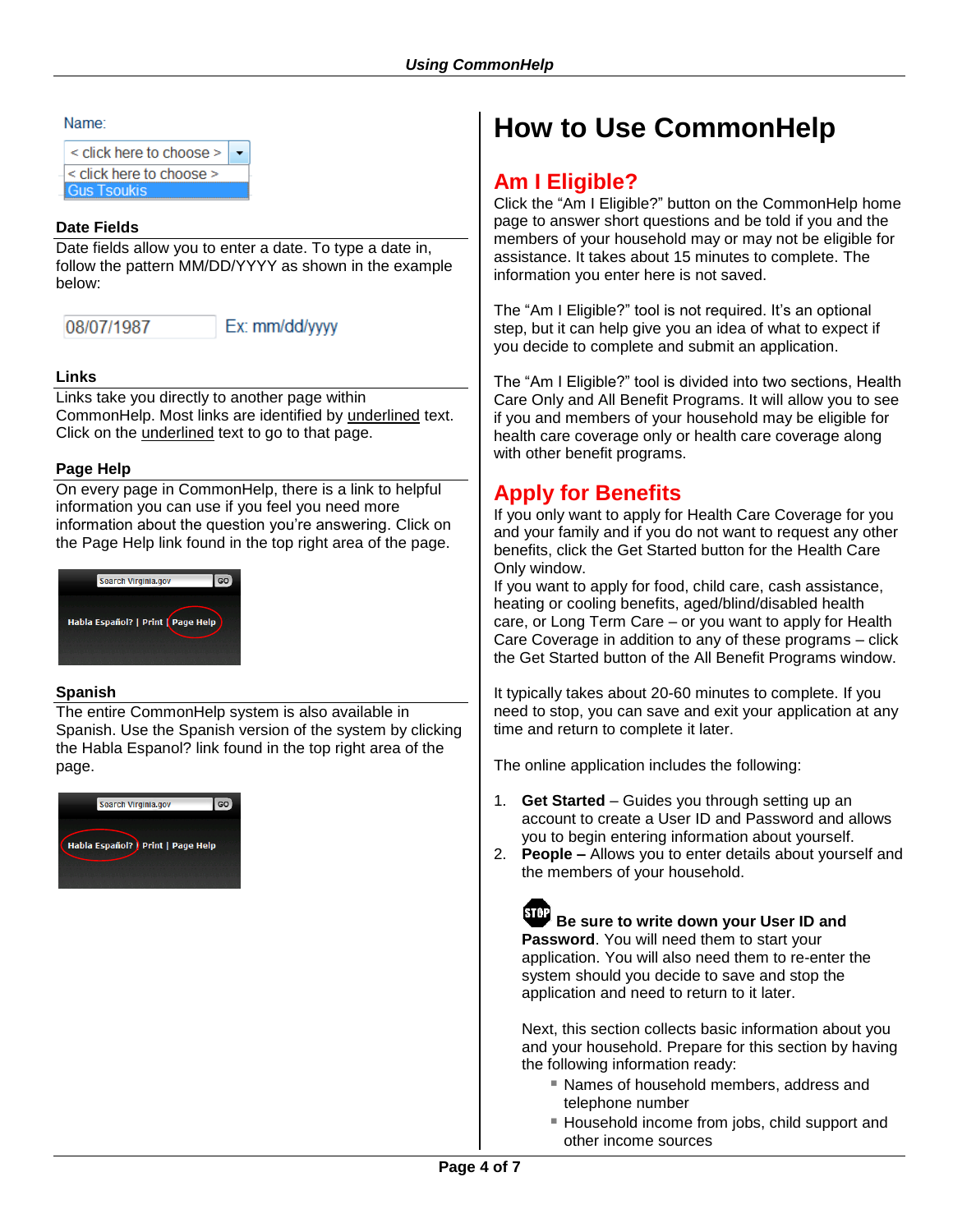Name:

< click here to choose >
< click here to choose >
Gus Tsoukis

### Date Fields

Date fields allow you to enter a date. To type a date in, follow the pattern MM/DD/YYYY as shown in the example below:

08/07/1987 Ex: mm/dd/yyyy

### Links

Links take you directly to another page within CommonHelp. Most links are identified by underlined text. Click on the underlined text to go to that page.

### Page Help

On every page in CommonHelp, there is a link to helpful information you can use if you feel you need more information about the question you're answering. Click on the Page Help link found in the top right area of the page.

Search Virginia.gov GO
Habla Español? | Print | Page Help

### Spanish

The entire CommonHelp system is also available in Spanish. Use the Spanish version of the system by clicking the Habla Espanol? link found in the top right area of the page.

Search Virginia.gov GO
Habla Español? | Print | Page Help

# How to Use CommonHelp

## Am I Eligible?

Click the "Am I Eligible?" button on the CommonHelp home page to answer short questions and be told if you and the members of your household may or may not be eligible for assistance. It takes about 15 minutes to complete. The information you enter here is not saved.

The "Am I Eligible?" tool is not required. It's an optional step, but it can help give you an idea of what to expect if you decide to complete and submit an application.

The "Am I Eligible?" tool is divided into two sections, Health Care Only and All Benefit Programs. It will allow you to see if you and members of your household may be eligible for health care coverage only or health care coverage along with other benefit programs.

## Apply for Benefits

If you only want to apply for Health Care Coverage for you and your family and if you do not want to request any other benefits, click the Get Started button for the Health Care Only window.
If you want to apply for food, child care, cash assistance, heating or cooling benefits, aged/blind/disabled health care, or Long Term Care – or you want to apply for Health Care Coverage in addition to any of these programs – click the Get Started button of the All Benefit Programs window.

It typically takes about 20-60 minutes to complete. If you need to stop, you can save and exit your application at any time and return to complete it later.

The online application includes the following:

1. **Get Started** – Guides you through setting up an account to create a User ID and Password and allows you to begin entering information about yourself.
2. **People –** Allows you to enter details about yourself and the members of your household.

   STOP **Be sure to write down your User ID and Password**. You will need them to start your application. You will also need them to re-enter the system should you decide to save and stop the application and need to return to it later.

   Next, this section collects basic information about you and your household. Prepare for this section by having the following information ready:
   - Names of household members, address and telephone number
   - Household income from jobs, child support and other income sources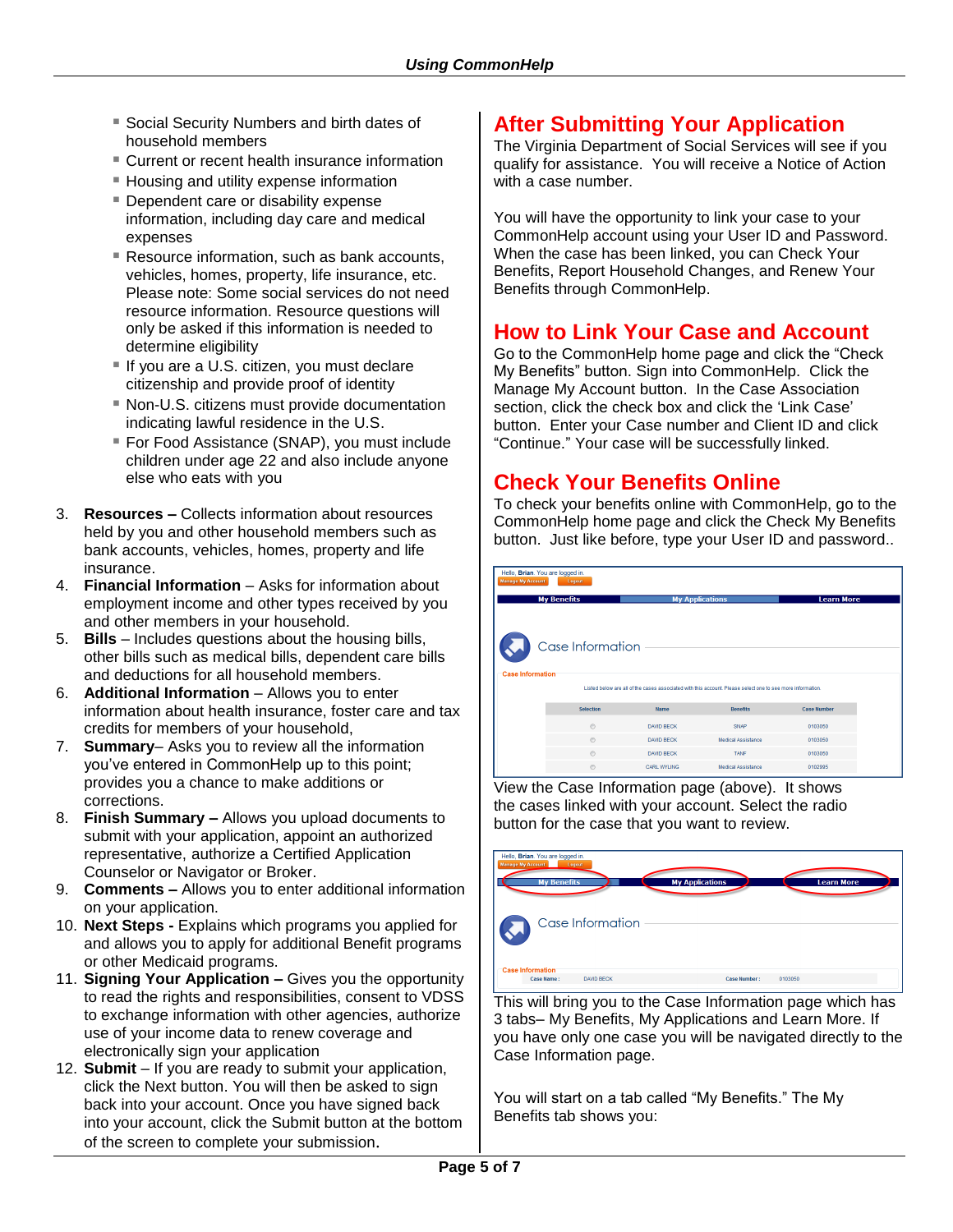- Social Security Numbers and birth dates of household members
- Current or recent health insurance information
- Housing and utility expense information
- Dependent care or disability expense information, including day care and medical expenses
- Resource information, such as bank accounts, vehicles, homes, property, life insurance, etc. Please note: Some social services do not need resource information. Resource questions will only be asked if this information is needed to determine eligibility
- If you are a U.S. citizen, you must declare citizenship and provide proof of identity
- Non-U.S. citizens must provide documentation indicating lawful residence in the U.S.
- For Food Assistance (SNAP), you must include children under age 22 and also include anyone else who eats with you

3. **Resources –** Collects information about resources held by you and other household members such as bank accounts, vehicles, homes, property and life insurance.
4. **Financial Information** – Asks for information about employment income and other types received by you and other members in your household.
5. **Bills** – Includes questions about the housing bills, other bills such as medical bills, dependent care bills and deductions for all household members.
6. **Additional Information** – Allows you to enter information about health insurance, foster care and tax credits for members of your household,
7. **Summary**– Asks you to review all the information you've entered in CommonHelp up to this point; provides you a chance to make additions or corrections.
8. **Finish Summary –** Allows you upload documents to submit with your application, appoint an authorized representative, authorize a Certified Application Counselor or Navigator or Broker.
9. **Comments –** Allows you to enter additional information on your application.
10. **Next Steps -** Explains which programs you applied for and allows you to apply for additional Benefit programs or other Medicaid programs.
11. **Signing Your Application –** Gives you the opportunity to read the rights and responsibilities, consent to VDSS to exchange information with other agencies, authorize use of your income data to renew coverage and electronically sign your application
12. **Submit** – If you are ready to submit your application, click the Next button. You will then be asked to sign back into your account. Once you have signed back into your account, click the Submit button at the bottom of the screen to complete your submission.

## After Submitting Your Application

The Virginia Department of Social Services will see if you qualify for assistance. You will receive a Notice of Action with a case number.

You will have the opportunity to link your case to your CommonHelp account using your User ID and Password. When the case has been linked, you can Check Your Benefits, Report Household Changes, and Renew Your Benefits through CommonHelp.

## How to Link Your Case and Account

Go to the CommonHelp home page and click the "Check My Benefits" button. Sign into CommonHelp. Click the Manage My Account button. In the Case Association section, click the check box and click the 'Link Case' button. Enter your Case number and Client ID and click "Continue." Your case will be successfully linked.

## Check Your Benefits Online

To check your benefits online with CommonHelp, go to the CommonHelp home page and click the Check My Benefits button. Just like before, type your User ID and password..

View the Case Information page (above). It shows the cases linked with your account. Select the radio button for the case that you want to review.

This will bring you to the Case Information page which has 3 tabs– My Benefits, My Applications and Learn More. If you have only one case you will be navigated directly to the Case Information page.

You will start on a tab called "My Benefits." The My Benefits tab shows you: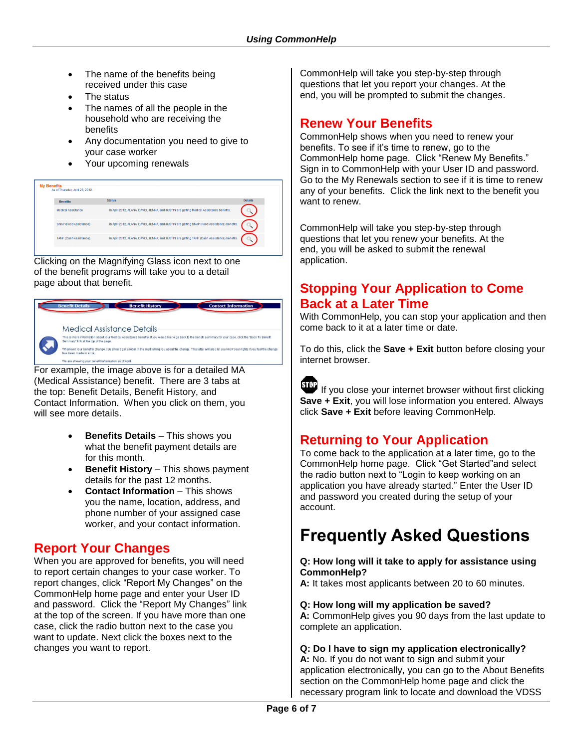- The name of the benefits being received under this case
- The status
- The names of all the people in the household who are receiving the benefits
- Any documentation you need to give to your case worker
- Your upcoming renewals

Clicking on the Magnifying Glass icon next to one of the benefit programs will take you to a detail page about that benefit.

For example, the image above is for a detailed MA (Medical Assistance) benefit. There are 3 tabs at the top: Benefit Details, Benefit History, and Contact Information. When you click on them, you will see more details.

- **Benefits Details** – This shows you what the benefit payment details are for this month.
- **Benefit History** – This shows payment details for the past 12 months.
- **Contact Information** – This shows you the name, location, address, and phone number of your assigned case worker, and your contact information.

## Report Your Changes

When you are approved for benefits, you will need to report certain changes to your case worker. To report changes, click “Report My Changes” on the CommonHelp home page and enter your User ID and password. Click the “Report My Changes” link at the top of the screen. If you have more than one case, click the radio button next to the case you want to update. Next click the boxes next to the changes you want to report.

CommonHelp will take you step-by-step through questions that let you report your changes. At the end, you will be prompted to submit the changes.

## Renew Your Benefits

CommonHelp shows when you need to renew your benefits. To see if it’s time to renew, go to the CommonHelp home page. Click “Renew My Benefits.” Sign in to CommonHelp with your User ID and password. Go to the My Renewals section to see if it is time to renew any of your benefits. Click the link next to the benefit you want to renew.

CommonHelp will take you step-by-step through questions that let you renew your benefits. At the end, you will be asked to submit the renewal application.

## Stopping Your Application to Come Back at a Later Time

With CommonHelp, you can stop your application and then come back to it at a later time or date.

To do this, click the **Save + Exit** button before closing your internet browser.

STOP If you close your internet browser without first clicking **Save + Exit**, you will lose information you entered. Always click **Save + Exit** before leaving CommonHelp.

## Returning to Your Application

To come back to the application at a later time, go to the CommonHelp home page. Click “Get Started”and select the radio button next to “Login to keep working on an application you have already started.” Enter the User ID and password you created during the setup of your account.

# Frequently Asked Questions

**Q: How long will it take to apply for assistance using CommonHelp?**
**A:** It takes most applicants between 20 to 60 minutes.

**Q: How long will my application be saved?**
**A:** CommonHelp gives you 90 days from the last update to complete an application.

**Q: Do I have to sign my application electronically?**
**A:** No. If you do not want to sign and submit your application electronically, you can go to the About Benefits section on the CommonHelp home page and click the necessary program link to locate and download the VDSS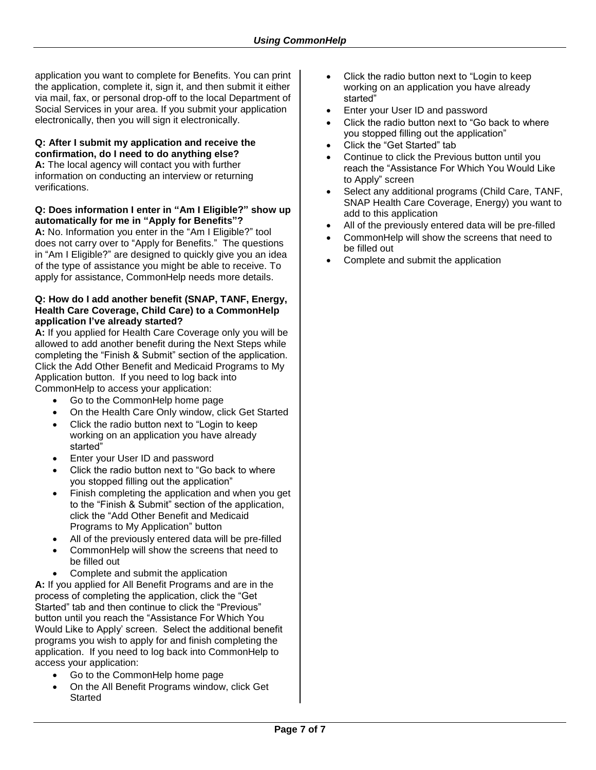application you want to complete for Benefits. You can print the application, complete it, sign it, and then submit it either via mail, fax, or personal drop-off to the local Department of Social Services in your area. If you submit your application electronically, then you will sign it electronically.

**Q: After I submit my application and receive the confirmation, do I need to do anything else?**
**A:** The local agency will contact you with further information on conducting an interview or returning verifications.

**Q: Does information I enter in "Am I Eligible?" show up automatically for me in "Apply for Benefits"?**
**A:** No. Information you enter in the "Am I Eligible?" tool does not carry over to "Apply for Benefits." The questions in "Am I Eligible?" are designed to quickly give you an idea of the type of assistance you might be able to receive. To apply for assistance, CommonHelp needs more details.

**Q: How do I add another benefit (SNAP, TANF, Energy, Health Care Coverage, Child Care) to a CommonHelp application I've already started?**
**A:** If you applied for Health Care Coverage only you will be allowed to add another benefit during the Next Steps while completing the "Finish & Submit" section of the application. Click the Add Other Benefit and Medicaid Programs to My Application button. If you need to log back into CommonHelp to access your application:

- Go to the CommonHelp home page
- On the Health Care Only window, click Get Started
- Click the radio button next to "Login to keep working on an application you have already started"
- Enter your User ID and password
- Click the radio button next to "Go back to where you stopped filling out the application"
- Finish completing the application and when you get to the "Finish & Submit" section of the application, click the "Add Other Benefit and Medicaid Programs to My Application" button
- All of the previously entered data will be pre-filled
- CommonHelp will show the screens that need to be filled out
- Complete and submit the application

**A:** If you applied for All Benefit Programs and are in the process of completing the application, click the "Get Started" tab and then continue to click the "Previous" button until you reach the "Assistance For Which You Would Like to Apply' screen. Select the additional benefit programs you wish to apply for and finish completing the application. If you need to log back into CommonHelp to access your application:

- Go to the CommonHelp home page
- On the All Benefit Programs window, click Get Started
- Click the radio button next to "Login to keep working on an application you have already started"
- Enter your User ID and password
- Click the radio button next to "Go back to where you stopped filling out the application"
- Click the "Get Started" tab
- Continue to click the Previous button until you reach the "Assistance For Which You Would Like to Apply" screen
- Select any additional programs (Child Care, TANF, SNAP Health Care Coverage, Energy) you want to add to this application
- All of the previously entered data will be pre-filled
- CommonHelp will show the screens that need to be filled out
- Complete and submit the application